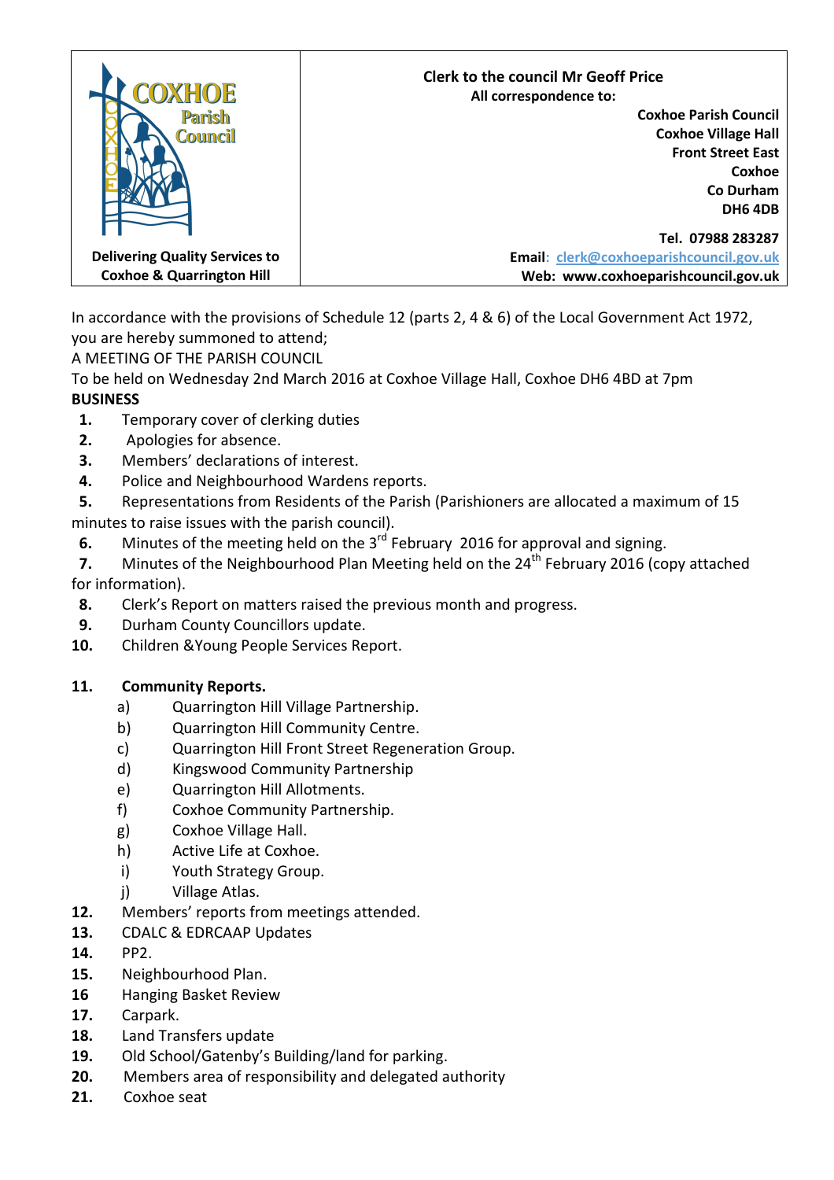COXHOE Parish Council

Delivering Quality Services to Coxhoe & Quarrington Hill

**Clerk to the council Mr Geoff Price**
**All correspondence to:**

**Coxhoe Parish Council**
**Coxhoe Village Hall**
**Front Street East**
**Coxhoe**
**Co Durham**
**DH6 4DB**

**Tel. 07988 283287**
**Email: clerk@coxhoeparishcouncil.gov.uk**
**Web: www.coxhoeparishcouncil.gov.uk**

In accordance with the provisions of Schedule 12 (parts 2, 4 & 6) of the Local Government Act 1972, you are hereby summoned to attend;

A MEETING OF THE PARISH COUNCIL

To be held on Wednesday 2nd March 2016 at Coxhoe Village Hall, Coxhoe DH6 4BD at 7pm

**BUSINESS**

1. Temporary cover of clerking duties
2. Apologies for absence.
3. Members' declarations of interest.
4. Police and Neighbourhood Wardens reports.
5. Representations from Residents of the Parish (Parishioners are allocated a maximum of 15 minutes to raise issues with the parish council).
6. Minutes of the meeting held on the 3rd February 2016 for approval and signing.
7. Minutes of the Neighbourhood Plan Meeting held on the 24th February 2016 (copy attached for information).
8. Clerk's Report on matters raised the previous month and progress.
9. Durham County Councillors update.
10. Children &Young People Services Report.

11. **Community Reports.**
    a) Quarrington Hill Village Partnership.
    b) Quarrington Hill Community Centre.
    c) Quarrington Hill Front Street Regeneration Group.
    d) Kingswood Community Partnership
    e) Quarrington Hill Allotments.
    f) Coxhoe Community Partnership.
    g) Coxhoe Village Hall.
    h) Active Life at Coxhoe.
    i) Youth Strategy Group.
    j) Village Atlas.
12. Members' reports from meetings attended.
13. CDALC & EDRCAAP Updates
14. PP2.
15. Neighbourhood Plan.
16. Hanging Basket Review
17. Carpark.
18. Land Transfers update
19. Old School/Gatenby's Building/land for parking.
20. Members area of responsibility and delegated authority
21. Coxhoe seat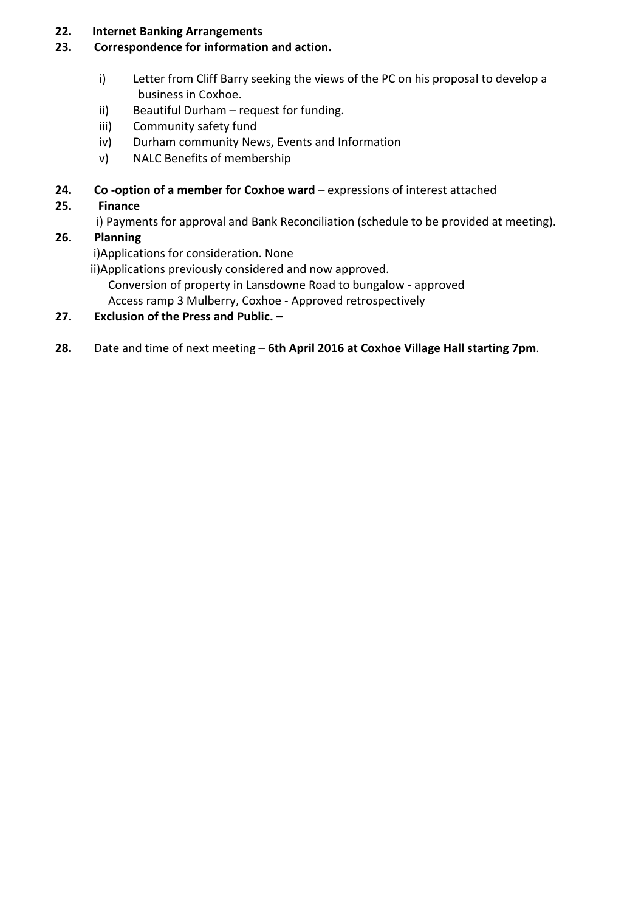**22. Internet Banking Arrangements**

**23. Correspondence for information and action.**

i) Letter from Cliff Barry seeking the views of the PC on his proposal to develop a business in Coxhoe.

ii) Beautiful Durham – request for funding.

iii) Community safety fund

iv) Durham community News, Events and Information

v) NALC Benefits of membership

**24. Co -option of a member for Coxhoe ward** – expressions of interest attached

**25. Finance**

i) Payments for approval and Bank Reconciliation (schedule to be provided at meeting).

**26. Planning**

i)Applications for consideration. None

ii)Applications previously considered and now approved.

Conversion of property in Lansdowne Road to bungalow - approved

Access ramp 3 Mulberry, Coxhoe - Approved retrospectively

**27. Exclusion of the Press and Public. –**

**28.** Date and time of next meeting – **6th April 2016 at Coxhoe Village Hall starting 7pm**.